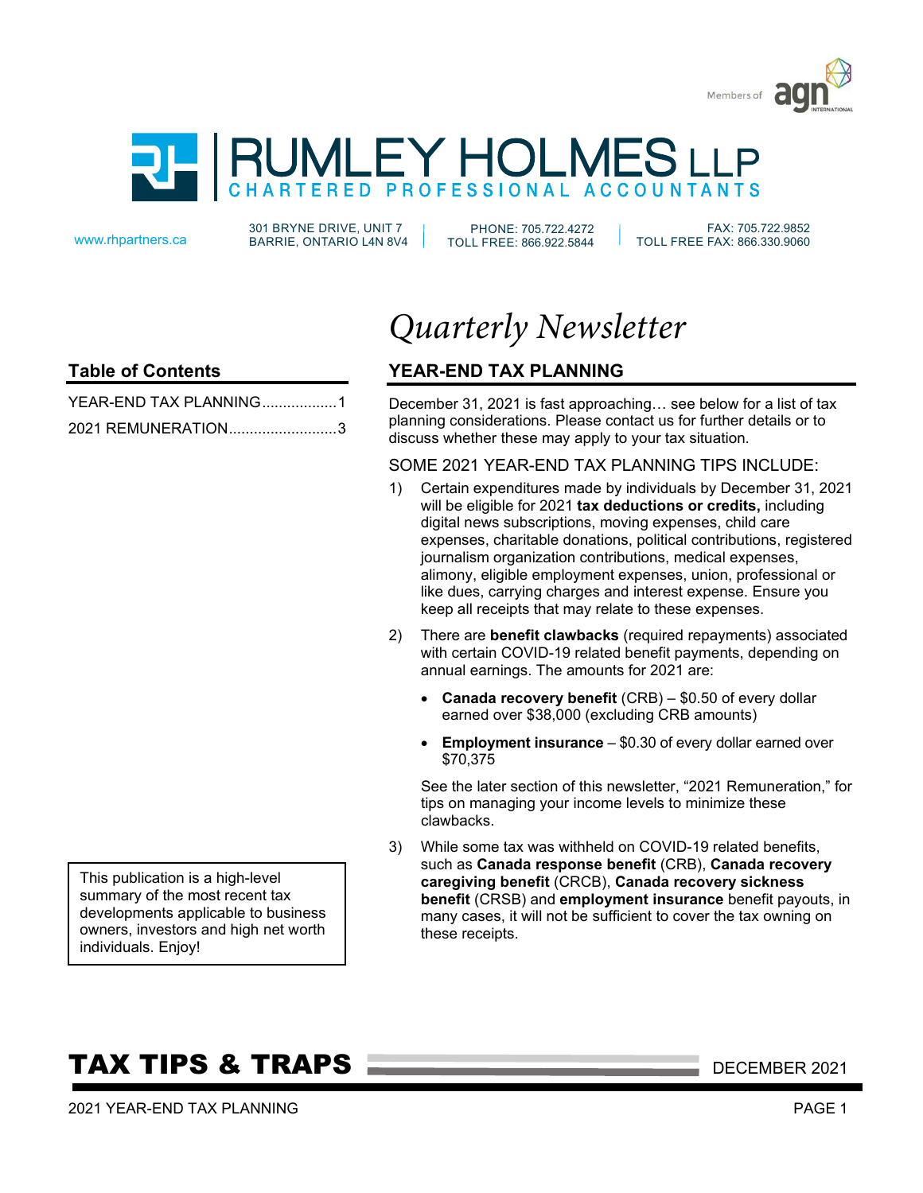Members of agn INTERNATIONAL

# RUMLEY HOLMES LLP

CHARTERED PROFESSIONAL ACCOUNTANTS

www.rhpartners.ca

301 BRYNE DRIVE, UNIT 7
BARRIE, ONTARIO L4N 8V4

PHONE: 705.722.4272
TOLL FREE: 866.922.5844

FAX: 705.722.9852
TOLL FREE FAX: 866.330.9060

*Quarterly Newsletter*

## Table of Contents

YEAR-END TAX PLANNING..................1

2021 REMUNERATION..........................3

This publication is a high-level summary of the most recent tax developments applicable to business owners, investors and high net worth individuals. Enjoy!

## YEAR-END TAX PLANNING

December 31, 2021 is fast approaching… see below for a list of tax planning considerations. Please contact us for further details or to discuss whether these may apply to your tax situation.

### SOME 2021 YEAR-END TAX PLANNING TIPS INCLUDE:

1) Certain expenditures made by individuals by December 31, 2021 will be eligible for 2021 **tax deductions or credits,** including digital news subscriptions, moving expenses, child care expenses, charitable donations, political contributions, registered journalism organization contributions, medical expenses, alimony, eligible employment expenses, union, professional or like dues, carrying charges and interest expense. Ensure you keep all receipts that may relate to these expenses.

2) There are **benefit clawbacks** (required repayments) associated with certain COVID-19 related benefit payments, depending on annual earnings. The amounts for 2021 are:

   - **Canada recovery benefit** (CRB) – $0.50 of every dollar earned over $38,000 (excluding CRB amounts)
   - **Employment insurance** – $0.30 of every dollar earned over $70,375

   See the later section of this newsletter, "2021 Remuneration," for tips on managing your income levels to minimize these clawbacks.

3) While some tax was withheld on COVID-19 related benefits, such as **Canada response benefit** (CRB), **Canada recovery caregiving benefit** (CRCB), **Canada recovery sickness benefit** (CRSB) and **employment insurance** benefit payouts, in many cases, it will not be sufficient to cover the tax owning on these receipts.

**TAX TIPS & TRAPS** DECEMBER 2021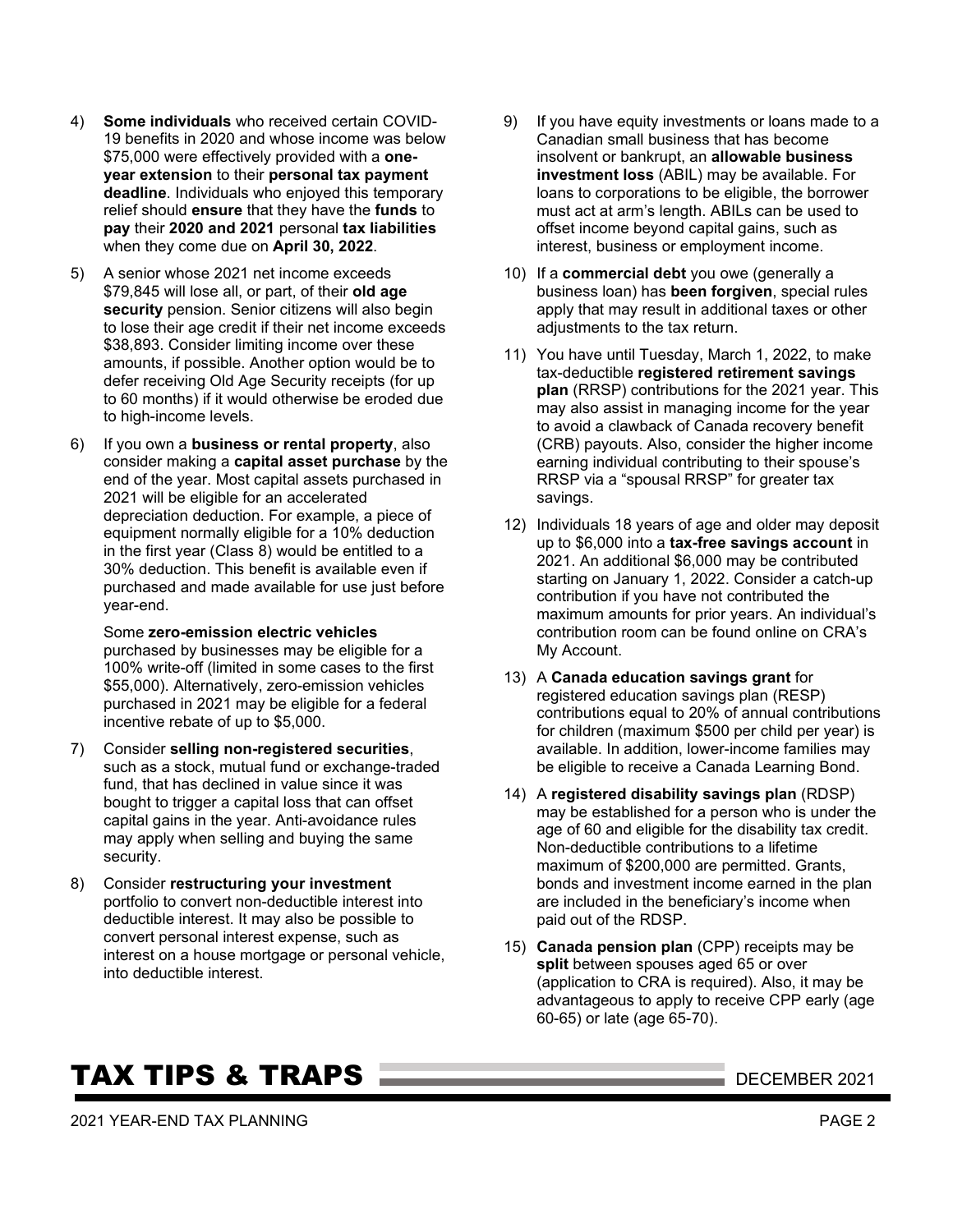4) **Some individuals** who received certain COVID-19 benefits in 2020 and whose income was below $75,000 were effectively provided with a **one-year extension** to their **personal tax payment deadline**. Individuals who enjoyed this temporary relief should **ensure** that they have the **funds** to **pay** their **2020 and 2021** personal **tax liabilities** when they come due on **April 30, 2022**.

5) A senior whose 2021 net income exceeds $79,845 will lose all, or part, of their **old age security** pension. Senior citizens will also begin to lose their age credit if their net income exceeds $38,893. Consider limiting income over these amounts, if possible. Another option would be to defer receiving Old Age Security receipts (for up to 60 months) if it would otherwise be eroded due to high-income levels.

6) If you own a **business or rental property**, also consider making a **capital asset purchase** by the end of the year. Most capital assets purchased in 2021 will be eligible for an accelerated depreciation deduction. For example, a piece of equipment normally eligible for a 10% deduction in the first year (Class 8) would be entitled to a 30% deduction. This benefit is available even if purchased and made available for use just before year-end.

   Some **zero-emission electric vehicles** purchased by businesses may be eligible for a 100% write-off (limited in some cases to the first $55,000). Alternatively, zero-emission vehicles purchased in 2021 may be eligible for a federal incentive rebate of up to $5,000.

7) Consider **selling non-registered securities**, such as a stock, mutual fund or exchange-traded fund, that has declined in value since it was bought to trigger a capital loss that can offset capital gains in the year. Anti-avoidance rules may apply when selling and buying the same security.

8) Consider **restructuring your investment** portfolio to convert non-deductible interest into deductible interest. It may also be possible to convert personal interest expense, such as interest on a house mortgage or personal vehicle, into deductible interest.

9) If you have equity investments or loans made to a Canadian small business that has become insolvent or bankrupt, an **allowable business investment loss** (ABIL) may be available. For loans to corporations to be eligible, the borrower must act at arm's length. ABILs can be used to offset income beyond capital gains, such as interest, business or employment income.

10) If a **commercial debt** you owe (generally a business loan) has **been forgiven**, special rules apply that may result in additional taxes or other adjustments to the tax return.

11) You have until Tuesday, March 1, 2022, to make tax-deductible **registered retirement savings plan** (RRSP) contributions for the 2021 year. This may also assist in managing income for the year to avoid a clawback of Canada recovery benefit (CRB) payouts. Also, consider the higher income earning individual contributing to their spouse's RRSP via a "spousal RRSP" for greater tax savings.

12) Individuals 18 years of age and older may deposit up to $6,000 into a **tax-free savings account** in 2021. An additional $6,000 may be contributed starting on January 1, 2022. Consider a catch-up contribution if you have not contributed the maximum amounts for prior years. An individual's contribution room can be found online on CRA's My Account.

13) A **Canada education savings grant** for registered education savings plan (RESP) contributions equal to 20% of annual contributions for children (maximum $500 per child per year) is available. In addition, lower-income families may be eligible to receive a Canada Learning Bond.

14) A **registered disability savings plan** (RDSP) may be established for a person who is under the age of 60 and eligible for the disability tax credit. Non-deductible contributions to a lifetime maximum of $200,000 are permitted. Grants, bonds and investment income earned in the plan are included in the beneficiary's income when paid out of the RDSP.

15) **Canada pension plan** (CPP) receipts may be **split** between spouses aged 65 or over (application to CRA is required). Also, it may be advantageous to apply to receive CPP early (age 60-65) or late (age 65-70).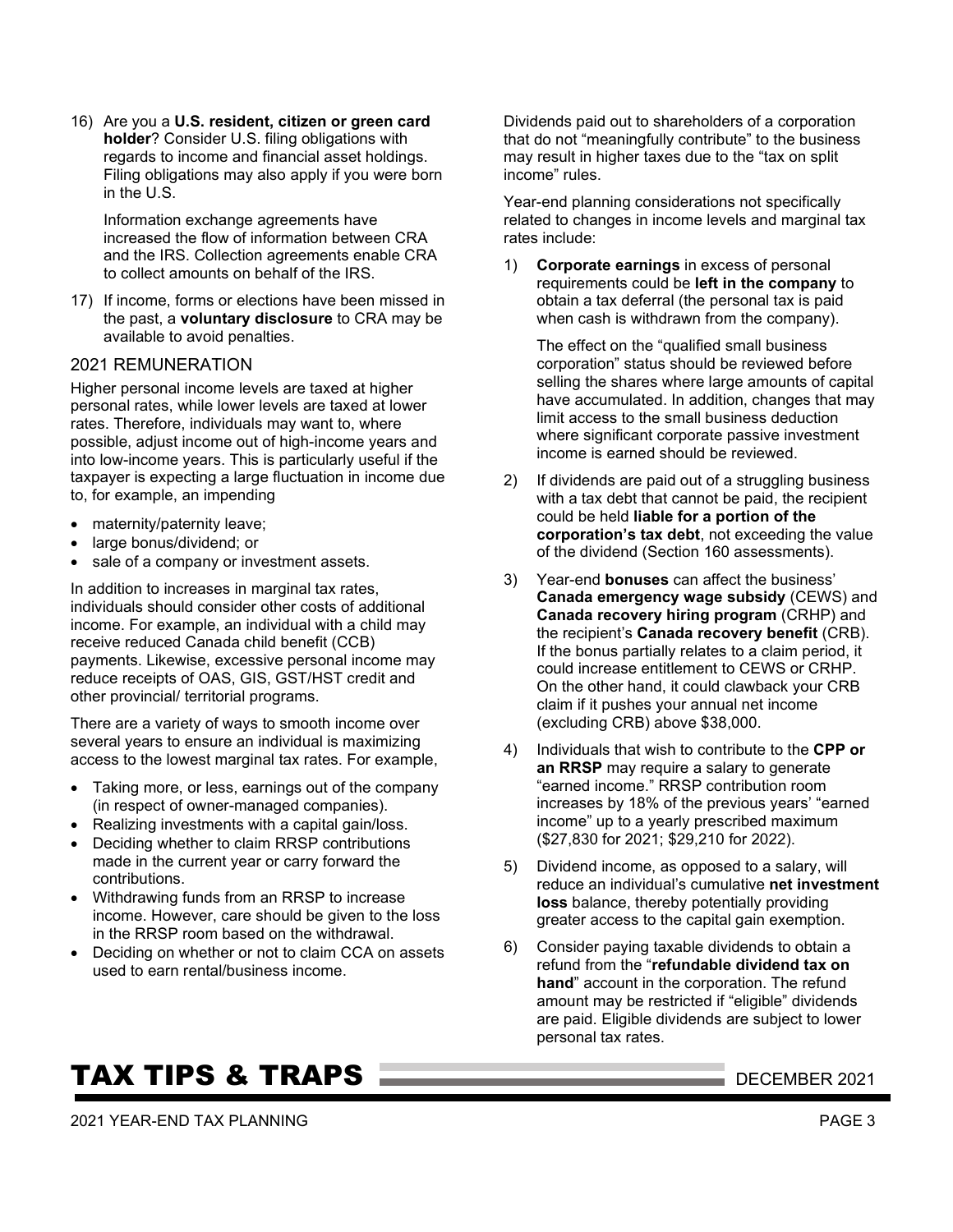16) Are you a **U.S. resident, citizen or green card holder**? Consider U.S. filing obligations with regards to income and financial asset holdings. Filing obligations may also apply if you were born in the U.S.

    Information exchange agreements have increased the flow of information between CRA and the IRS. Collection agreements enable CRA to collect amounts on behalf of the IRS.

17) If income, forms or elections have been missed in the past, a **voluntary disclosure** to CRA may be available to avoid penalties.

## 2021 REMUNERATION

Higher personal income levels are taxed at higher personal rates, while lower levels are taxed at lower rates. Therefore, individuals may want to, where possible, adjust income out of high-income years and into low-income years. This is particularly useful if the taxpayer is expecting a large fluctuation in income due to, for example, an impending

- maternity/paternity leave;
- large bonus/dividend; or
- sale of a company or investment assets.

In addition to increases in marginal tax rates, individuals should consider other costs of additional income. For example, an individual with a child may receive reduced Canada child benefit (CCB) payments. Likewise, excessive personal income may reduce receipts of OAS, GIS, GST/HST credit and other provincial/ territorial programs.

There are a variety of ways to smooth income over several years to ensure an individual is maximizing access to the lowest marginal tax rates. For example,

- Taking more, or less, earnings out of the company (in respect of owner-managed companies).
- Realizing investments with a capital gain/loss.
- Deciding whether to claim RRSP contributions made in the current year or carry forward the contributions.
- Withdrawing funds from an RRSP to increase income. However, care should be given to the loss in the RRSP room based on the withdrawal.
- Deciding on whether or not to claim CCA on assets used to earn rental/business income.

Dividends paid out to shareholders of a corporation that do not "meaningfully contribute" to the business may result in higher taxes due to the "tax on split income" rules.

Year-end planning considerations not specifically related to changes in income levels and marginal tax rates include:

1) **Corporate earnings** in excess of personal requirements could be **left in the company** to obtain a tax deferral (the personal tax is paid when cash is withdrawn from the company).

   The effect on the "qualified small business corporation" status should be reviewed before selling the shares where large amounts of capital have accumulated. In addition, changes that may limit access to the small business deduction where significant corporate passive investment income is earned should be reviewed.

2) If dividends are paid out of a struggling business with a tax debt that cannot be paid, the recipient could be held **liable for a portion of the corporation's tax debt**, not exceeding the value of the dividend (Section 160 assessments).

3) Year-end **bonuses** can affect the business' **Canada emergency wage subsidy** (CEWS) and **Canada recovery hiring program** (CRHP) and the recipient's **Canada recovery benefit** (CRB). If the bonus partially relates to a claim period, it could increase entitlement to CEWS or CRHP. On the other hand, it could clawback your CRB claim if it pushes your annual net income (excluding CRB) above $38,000.

4) Individuals that wish to contribute to the **CPP or an RRSP** may require a salary to generate "earned income." RRSP contribution room increases by 18% of the previous years' "earned income" up to a yearly prescribed maximum ($27,830 for 2021; $29,210 for 2022).

5) Dividend income, as opposed to a salary, will reduce an individual's cumulative **net investment loss** balance, thereby potentially providing greater access to the capital gain exemption.

6) Consider paying taxable dividends to obtain a refund from the "**refundable dividend tax on hand**" account in the corporation. The refund amount may be restricted if "eligible" dividends are paid. Eligible dividends are subject to lower personal tax rates.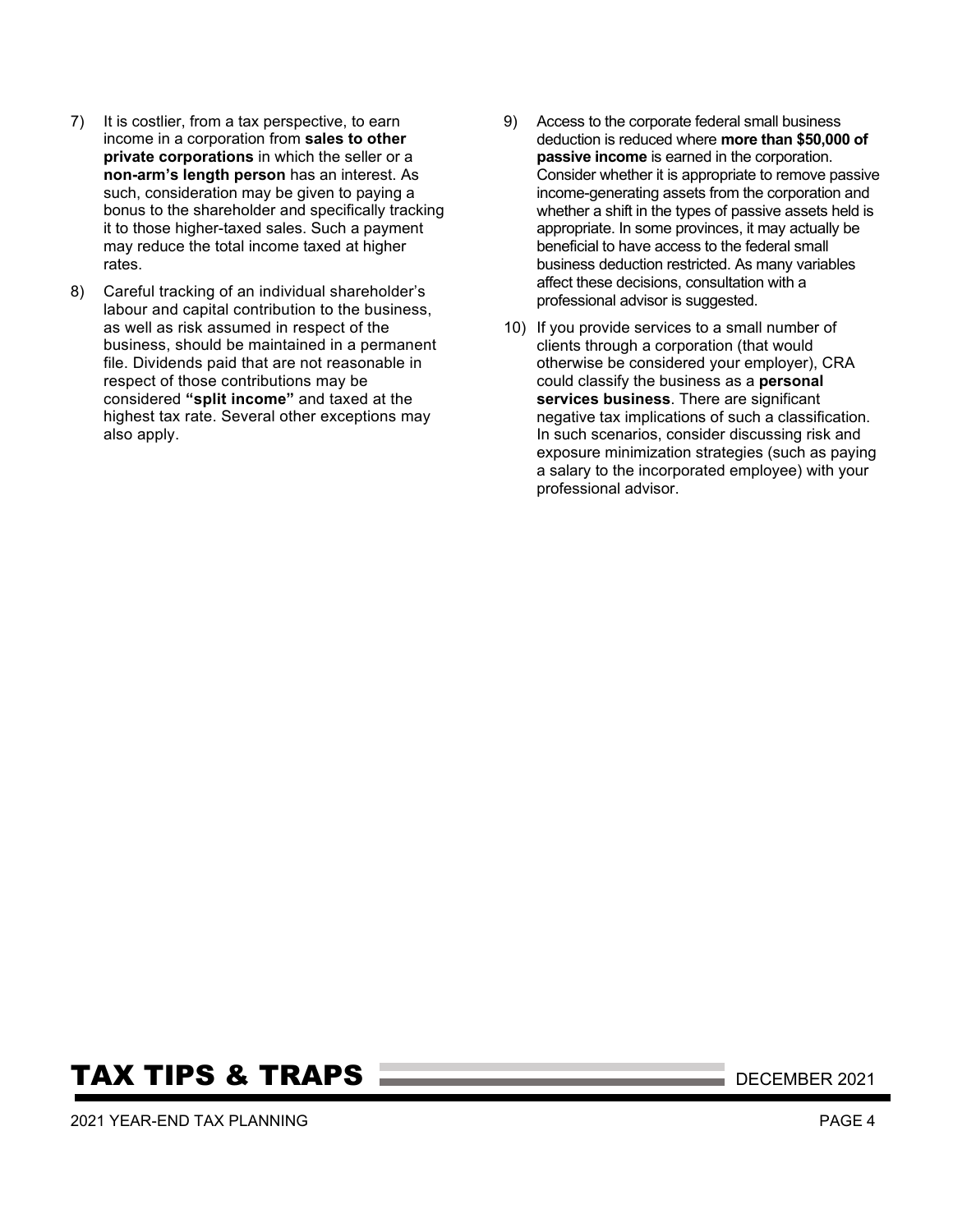7) It is costlier, from a tax perspective, to earn income in a corporation from **sales to other private corporations** in which the seller or a **non-arm's length person** has an interest. As such, consideration may be given to paying a bonus to the shareholder and specifically tracking it to those higher-taxed sales. Such a payment may reduce the total income taxed at higher rates.

8) Careful tracking of an individual shareholder's labour and capital contribution to the business, as well as risk assumed in respect of the business, should be maintained in a permanent file. Dividends paid that are not reasonable in respect of those contributions may be considered **"split income"** and taxed at the highest tax rate. Several other exceptions may also apply.

9) Access to the corporate federal small business deduction is reduced where **more than $50,000 of passive income** is earned in the corporation. Consider whether it is appropriate to remove passive income-generating assets from the corporation and whether a shift in the types of passive assets held is appropriate. In some provinces, it may actually be beneficial to have access to the federal small business deduction restricted. As many variables affect these decisions, consultation with a professional advisor is suggested.

10) If you provide services to a small number of clients through a corporation (that would otherwise be considered your employer), CRA could classify the business as a **personal services business**. There are significant negative tax implications of such a classification. In such scenarios, consider discussing risk and exposure minimization strategies (such as paying a salary to the incorporated employee) with your professional advisor.